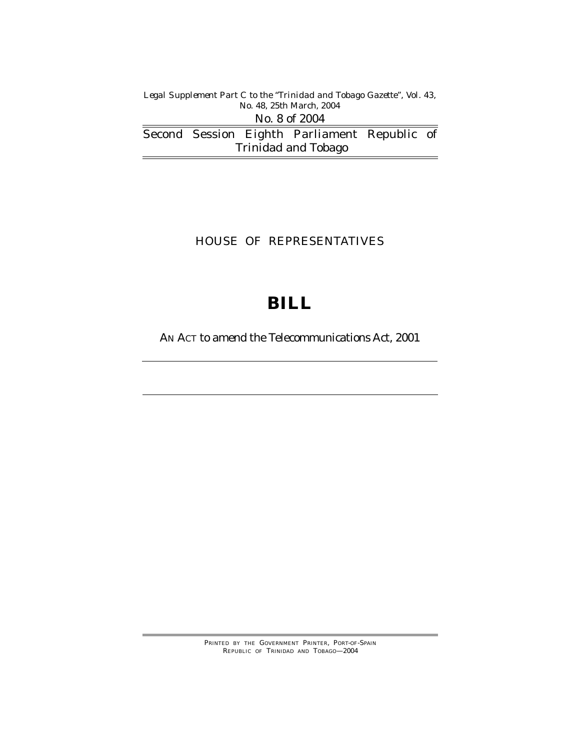*Legal Supplement Part C to the "Trinidad and Tobago Gazette", Vol. 43, No. 48, 25th March, 2004*

No. 8 of 2004

Second Session Eighth Parliament Republic of Trinidad and Tobago

HOUSE OF REPRESENTATIVES

# BILL

AN ACT to amend the Telecommunications Act, 2001

PRINTED BY THE GOVERNMENT PRINTER, PORT-OF-SPAIN
REPUBLIC OF TRINIDAD AND TOBAGO—2004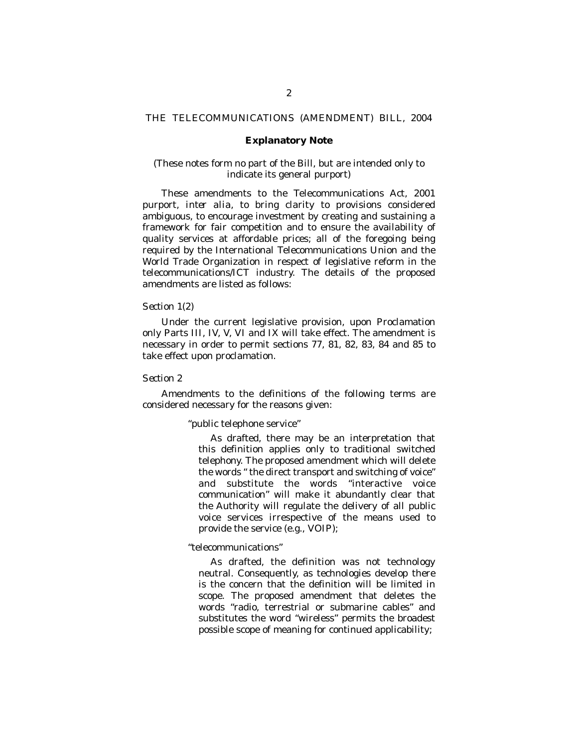THE TELECOMMUNICATIONS (AMENDMENT) BILL, 2004

## Explanatory Note

(These notes form no part of the Bill, but are intended only to indicate its general purport)

These amendments to the Telecommunications Act, 2001 purport, *inter alia*, to bring clarity to provisions considered ambiguous, to encourage investment by creating and sustaining a framework for fair competition and to ensure the availability of quality services at affordable prices; all of the foregoing being required by the International Telecommunications Union and the World Trade Organization in respect of legislative reform in the telecommunications/ICT industry. The details of the proposed amendments are listed as follows:

*Section 1(2)*

Under the current legislative provision, upon Proclamation only Parts III, IV, V, VI and IX will take effect. The amendment is necessary in order to permit sections 77, 81, 82, 83, 84 and 85 to take effect upon proclamation.

*Section 2*

Amendments to the definitions of the following terms are considered necessary for the reasons given:

"public telephone service"

As drafted, there may be an interpretation that this definition applies only to traditional switched telephony. The proposed amendment which will delete the words " the direct transport and switching of voice" and substitute the words "interactive voice communication" will make it abundantly clear that the Authority will regulate the delivery of all public voice services irrespective of the means used to provide the service (e.g., VOIP);

"telecommunications"

As drafted, the definition was not technology neutral. Consequently, as technologies develop there is the concern that the definition will be limited in scope. The proposed amendment that deletes the words "radio, terrestrial or submarine cables" and substitutes the word "wireless" permits the broadest possible scope of meaning for continued applicability;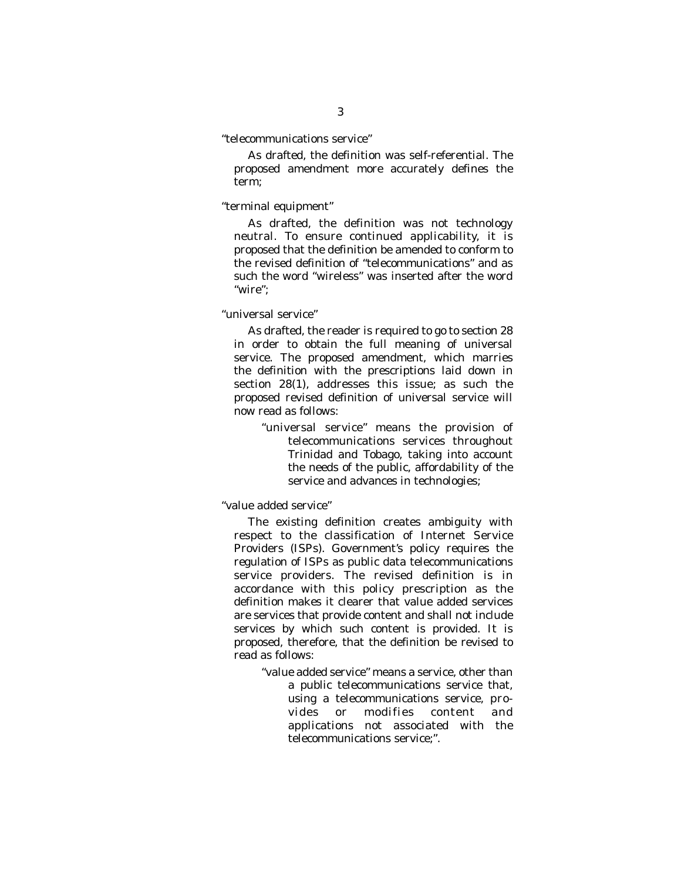"telecommunications service"

As drafted, the definition was self-referential. The proposed amendment more accurately defines the term;

"terminal equipment"

As drafted, the definition was not technology neutral. To ensure continued applicability, it is proposed that the definition be amended to conform to the revised definition of "telecommunications" and as such the word "wireless" was inserted after the word "wire";

"universal service"

As drafted, the reader is required to go to section 28 in order to obtain the full meaning of universal service. The proposed amendment, which marries the definition with the prescriptions laid down in section 28(1), addresses this issue; as such the proposed revised definition of universal service will now read as follows:

> "universal service" means the provision of telecommunications services throughout Trinidad and Tobago, taking into account the needs of the public, affordability of the service and advances in technologies;

"value added service"

The existing definition creates ambiguity with respect to the classification of Internet Service Providers (ISPs). Government's policy requires the regulation of ISPs as public data telecommunications service providers. The revised definition is in accordance with this policy prescription as the definition makes it clearer that value added services are services that provide content and shall not include services by which such content is provided. It is proposed, therefore, that the definition be revised to read as follows:

> "value added service" means a service, other than a public telecommunications service that, using a telecommunications service, provides or modifies content and applications not associated with the telecommunications service;".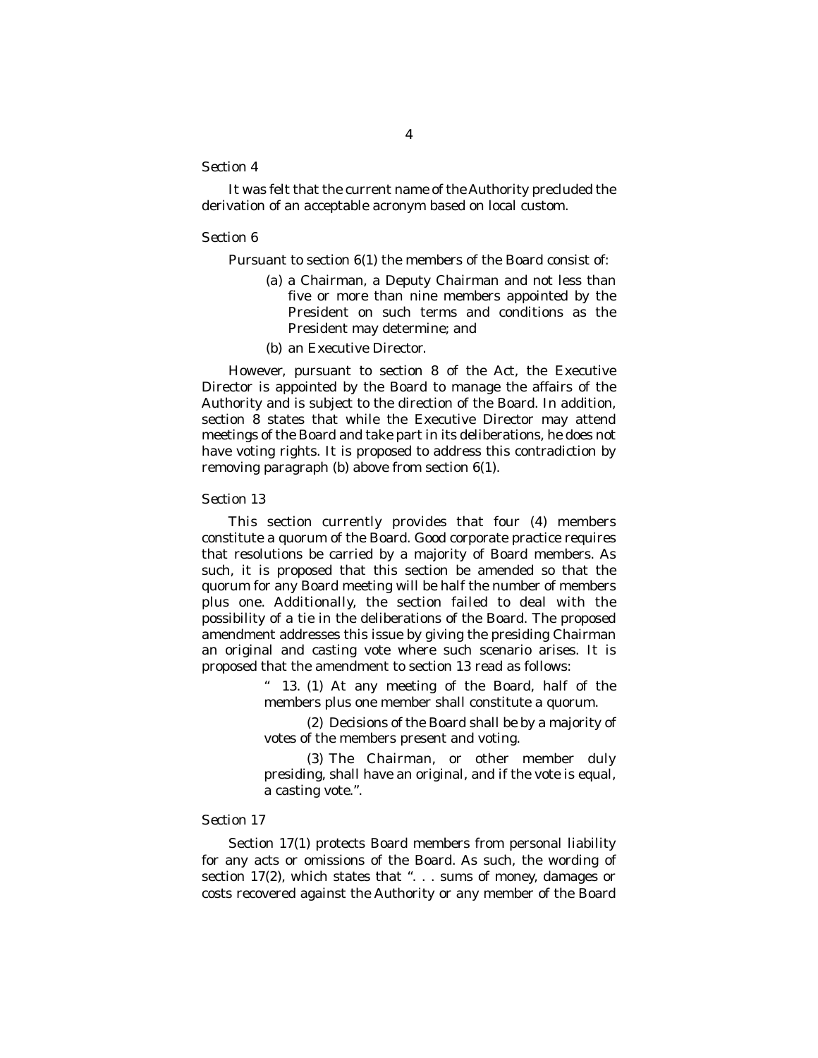*Section 4*

It was felt that the current name of the Authority precluded the derivation of an acceptable acronym based on local custom.

*Section 6*

Pursuant to section 6(1) the members of the Board consist of:

(a) a Chairman, a Deputy Chairman and not less than five or more than nine members appointed by the President on such terms and conditions as the President may determine; and

(b) an Executive Director.

However, pursuant to section 8 of the Act, the Executive Director is appointed by the Board to manage the affairs of the Authority and is subject to the direction of the Board. In addition, section 8 states that while the Executive Director may attend meetings of the Board and take part in its deliberations, he does not have voting rights. It is proposed to address this contradiction by removing paragraph (b) above from section 6(1).

*Section 13*

This section currently provides that four (4) members constitute a quorum of the Board. Good corporate practice requires that resolutions be carried by a majority of Board members. As such, it is proposed that this section be amended so that the quorum for any Board meeting will be half the number of members plus one. Additionally, the section failed to deal with the possibility of a tie in the deliberations of the Board. The proposed amendment addresses this issue by giving the presiding Chairman an original and casting vote where such scenario arises. It is proposed that the amendment to section 13 read as follows:

> " 13. (1) At any meeting of the Board, half of the members plus one member shall constitute a quorum.
>
> (2) Decisions of the Board shall be by a majority of votes of the members present and voting.
>
> (3) The Chairman, or other member duly presiding, shall have an original, and if the vote is equal, a casting vote.".

*Section 17*

Section 17(1) protects Board members from personal liability for any acts or omissions of the Board. As such, the wording of section 17(2), which states that ". . . sums of money, damages or costs recovered against the Authority or any member of the Board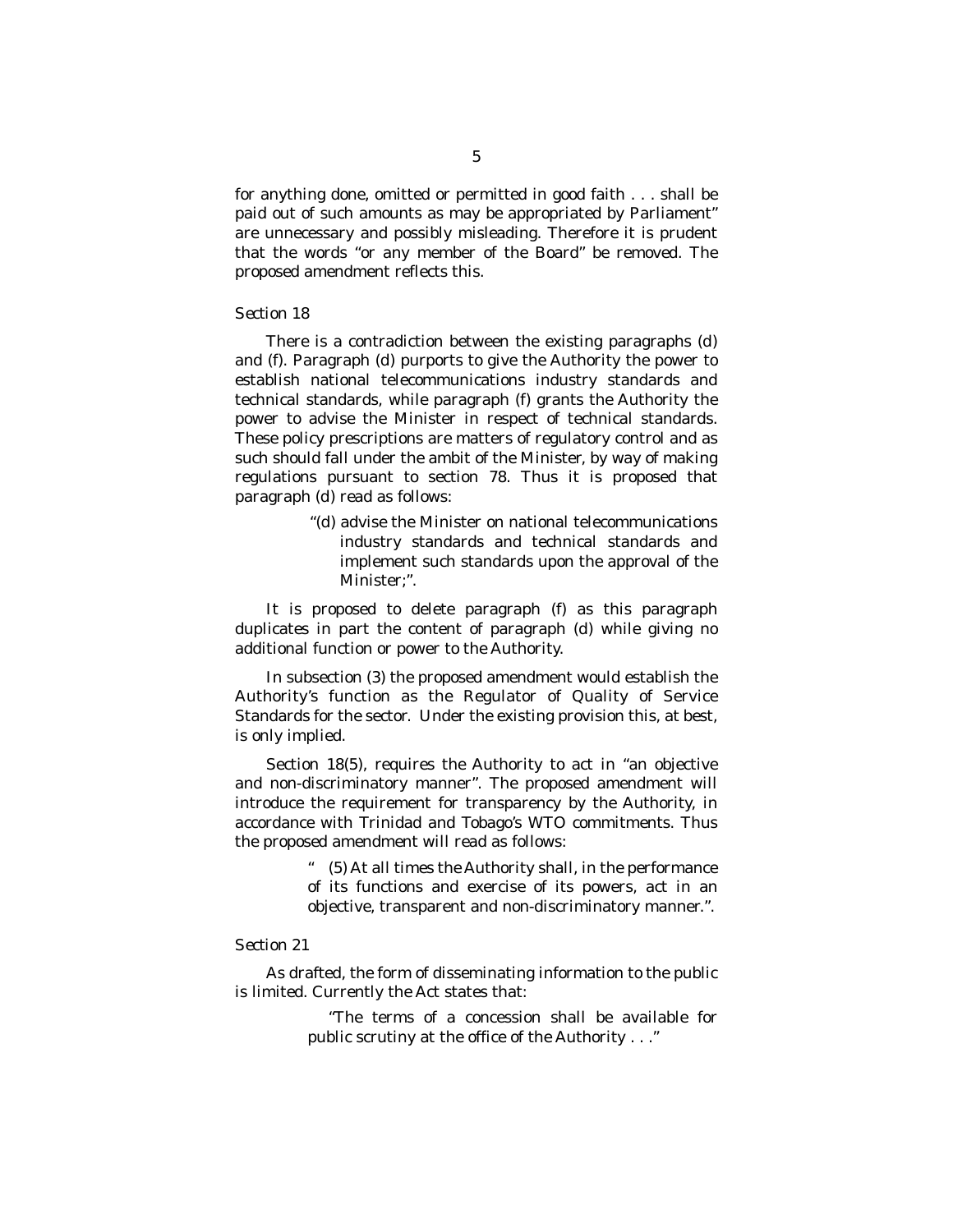for anything done, omitted or permitted in good faith . . . shall be paid out of such amounts as may be appropriated by Parliament" are unnecessary and possibly misleading. Therefore it is prudent that the words "or any member of the Board" be removed. The proposed amendment reflects this.

*Section 18*

There is a contradiction between the existing paragraphs (d) and (f). Paragraph (d) purports to give the Authority the power to establish national telecommunications industry standards and technical standards, while paragraph (f) grants the Authority the power to advise the Minister in respect of technical standards. These policy prescriptions are matters of regulatory control and as such should fall under the ambit of the Minister, by way of making regulations pursuant to section 78. Thus it is proposed that paragraph (d) read as follows:

> "(d) advise the Minister on national telecommunications industry standards and technical standards and implement such standards upon the approval of the Minister;".

It is proposed to delete paragraph (f) as this paragraph duplicates in part the content of paragraph (d) while giving no additional function or power to the Authority.

In subsection (3) the proposed amendment would establish the Authority's function as the Regulator of Quality of Service Standards for the sector. Under the existing provision this, at best, is only implied.

Section 18(5), requires the Authority to act in "an objective and non-discriminatory manner". The proposed amendment will introduce the requirement for transparency by the Authority, in accordance with Trinidad and Tobago's WTO commitments. Thus the proposed amendment will read as follows:

> " (5) At all times the Authority shall, in the performance of its functions and exercise of its powers, act in an objective, transparent and non-discriminatory manner.".

*Section 21*

As drafted, the form of disseminating information to the public is limited. Currently the Act states that:

> "The terms of a concession shall be available for public scrutiny at the office of the Authority . . ."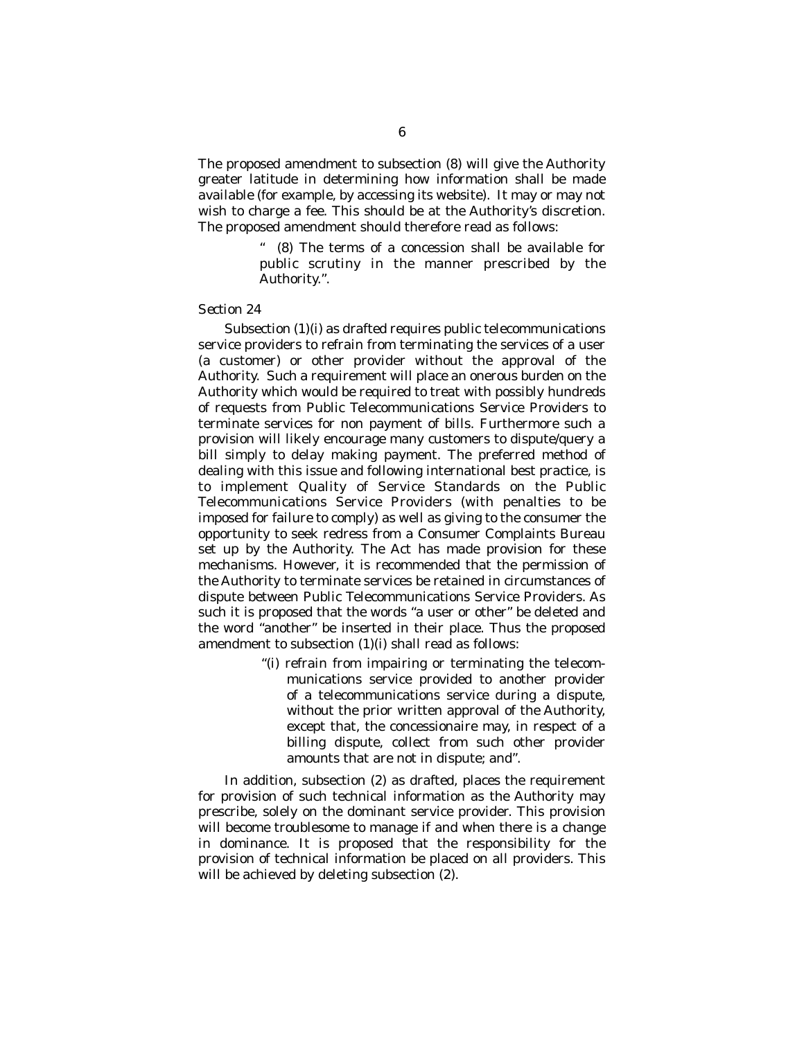The proposed amendment to subsection (8) will give the Authority greater latitude in determining how information shall be made available (for example, by accessing its website). It may or may not wish to charge a fee. This should be at the Authority's discretion. The proposed amendment should therefore read as follows:

> " (8) The terms of a concession shall be available for public scrutiny in the manner prescribed by the Authority.".

*Section 24*

Subsection (1)(i) as drafted requires public telecommunications service providers to refrain from terminating the services of a user (a customer) or other provider without the approval of the Authority. Such a requirement will place an onerous burden on the Authority which would be required to treat with possibly hundreds of requests from Public Telecommunications Service Providers to terminate services for non payment of bills. Furthermore such a provision will likely encourage many customers to dispute/query a bill simply to delay making payment. The preferred method of dealing with this issue and following international best practice, is to implement Quality of Service Standards on the Public Telecommunications Service Providers (with penalties to be imposed for failure to comply) as well as giving to the consumer the opportunity to seek redress from a Consumer Complaints Bureau set up by the Authority. The Act has made provision for these mechanisms. However, it is recommended that the permission of the Authority to terminate services be retained in circumstances of dispute between Public Telecommunications Service Providers. As such it is proposed that the words "a user or other" be deleted and the word "another" be inserted in their place. Thus the proposed amendment to subsection (1)(i) shall read as follows:

> "(i) refrain from impairing or terminating the telecommunications service provided to another provider of a telecommunications service during a dispute, without the prior written approval of the Authority, except that, the concessionaire may, in respect of a billing dispute, collect from such other provider amounts that are not in dispute; and".

In addition, subsection (2) as drafted, places the requirement for provision of such technical information as the Authority may prescribe, solely on the dominant service provider. This provision will become troublesome to manage if and when there is a change in dominance. It is proposed that the responsibility for the provision of technical information be placed on all providers. This will be achieved by deleting subsection (2).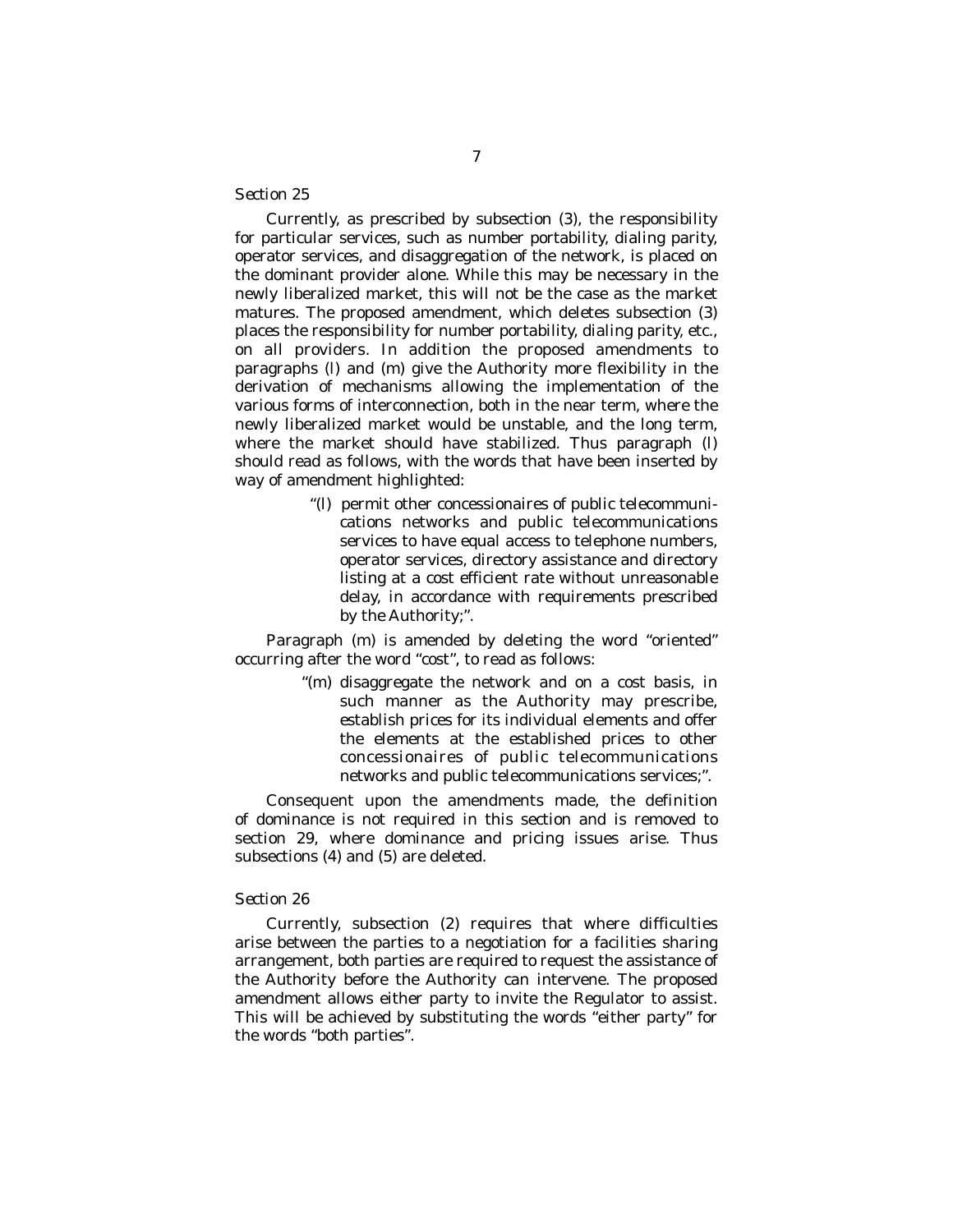*Section 25*

Currently, as prescribed by subsection (3), the responsibility for particular services, such as number portability, dialing parity, operator services, and disaggregation of the network, is placed on the dominant provider alone. While this may be necessary in the newly liberalized market, this will not be the case as the market matures. The proposed amendment, which deletes subsection (3) places the responsibility for number portability, dialing parity, etc., on all providers. In addition the proposed amendments to paragraphs (l) and (m) give the Authority more flexibility in the derivation of mechanisms allowing the implementation of the various forms of interconnection, both in the near term, where the newly liberalized market would be unstable, and the long term, where the market should have stabilized. Thus paragraph (l) should read as follows, with the words that have been inserted by way of amendment highlighted:

> "(l) permit other concessionaires of public telecommunications networks and public telecommunications services to have equal access to telephone numbers, operator services, directory assistance and directory listing at a cost efficient rate without unreasonable delay, in accordance with requirements prescribed by the Authority;".

Paragraph (m) is amended by deleting the word "oriented" occurring after the word "cost", to read as follows:

> "(m) disaggregate the network and on a cost basis, in such manner as the Authority may prescribe, establish prices for its individual elements and offer the elements at the established prices to other concessionaires of public telecommunications networks and public telecommunications services;".

Consequent upon the amendments made, the definition of dominance is not required in this section and is removed to section 29, where dominance and pricing issues arise. Thus subsections (4) and (5) are deleted.

*Section 26*

Currently, subsection (2) requires that where difficulties arise between the parties to a negotiation for a facilities sharing arrangement, both parties are required to request the assistance of the Authority before the Authority can intervene. The proposed amendment allows either party to invite the Regulator to assist. This will be achieved by substituting the words "either party" for the words "both parties".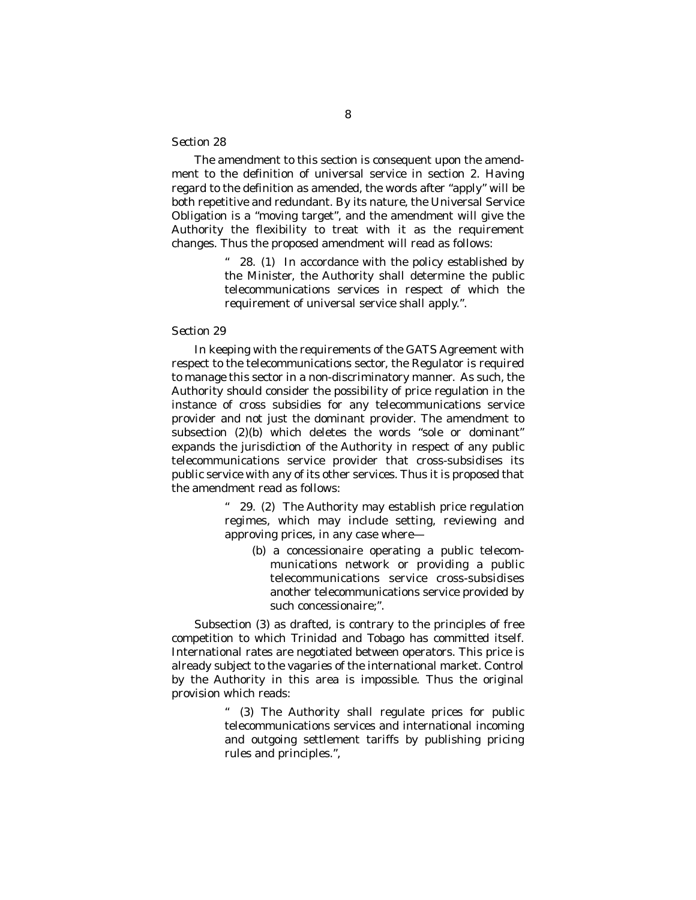*Section 28*

The amendment to this section is consequent upon the amendment to the definition of universal service in section 2. Having regard to the definition as amended, the words after "apply" will be both repetitive and redundant. By its nature, the Universal Service Obligation is a "moving target", and the amendment will give the Authority the flexibility to treat with it as the requirement changes. Thus the proposed amendment will read as follows:

> " 28. (1) In accordance with the policy established by the Minister, the Authority shall determine the public telecommunications services in respect of which the requirement of universal service shall apply.".

*Section 29*

In keeping with the requirements of the GATS Agreement with respect to the telecommunications sector, the Regulator is required to manage this sector in a non-discriminatory manner. As such, the Authority should consider the possibility of price regulation in the instance of cross subsidies for any telecommunications service provider and not just the dominant provider. The amendment to subsection (2)(b) which deletes the words "sole or dominant" expands the jurisdiction of the Authority in respect of any public telecommunications service provider that cross-subsidises its public service with any of its other services. Thus it is proposed that the amendment read as follows:

> " 29. (2) The Authority may establish price regulation regimes, which may include setting, reviewing and approving prices, in any case where—
>
> > (b) a concessionaire operating a public telecommunications network or providing a public telecommunications service cross-subsidises another telecommunications service provided by such concessionaire;".

Subsection (3) as drafted, is contrary to the principles of free competition to which Trinidad and Tobago has committed itself. International rates are negotiated between operators. This price is already subject to the vagaries of the international market. Control by the Authority in this area is impossible. Thus the original provision which reads:

> " (3) The Authority shall regulate prices for public telecommunications services and international incoming and outgoing settlement tariffs by publishing pricing rules and principles.",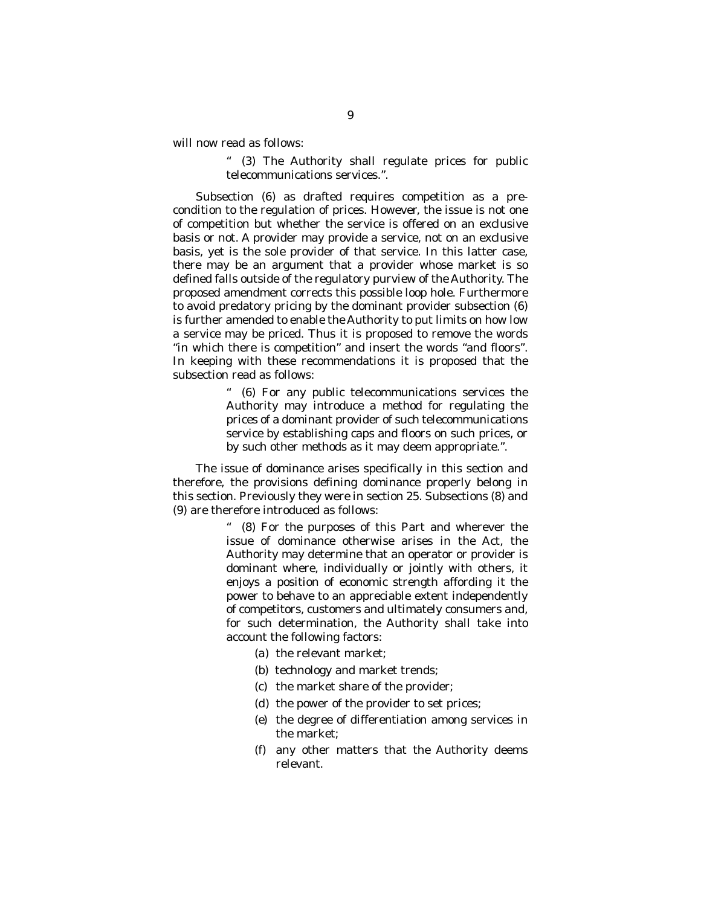will now read as follows:

> " (3) The Authority shall regulate prices for public telecommunications services.".

Subsection (6) as drafted requires competition as a pre-condition to the regulation of prices. However, the issue is not one of competition but whether the service is offered on an exclusive basis or not. A provider may provide a service, not on an exclusive basis, yet is the sole provider of that service. In this latter case, there may be an argument that a provider whose market is so defined falls outside of the regulatory purview of the Authority. The proposed amendment corrects this possible loop hole. Furthermore to avoid predatory pricing by the dominant provider subsection (6) is further amended to enable the Authority to put limits on how low a service may be priced. Thus it is proposed to remove the words "in which there is competition" and insert the words "and floors". In keeping with these recommendations it is proposed that the subsection read as follows:

> " (6) For any public telecommunications services the Authority may introduce a method for regulating the prices of a dominant provider of such telecommunications service by establishing caps and floors on such prices, or by such other methods as it may deem appropriate.".

The issue of dominance arises specifically in this section and therefore, the provisions defining dominance properly belong in this section. Previously they were in section 25. Subsections (8) and (9) are therefore introduced as follows:

> " (8) For the purposes of this Part and wherever the issue of dominance otherwise arises in the Act, the Authority may determine that an operator or provider is dominant where, individually or jointly with others, it enjoys a position of economic strength affording it the power to behave to an appreciable extent independently of competitors, customers and ultimately consumers and, for such determination, the Authority shall take into account the following factors:
>
> (a) the relevant market;
>
> (b) technology and market trends;
>
> (c) the market share of the provider;
>
> (d) the power of the provider to set prices;
>
> (e) the degree of differentiation among services in the market;
>
> (f) any other matters that the Authority deems relevant.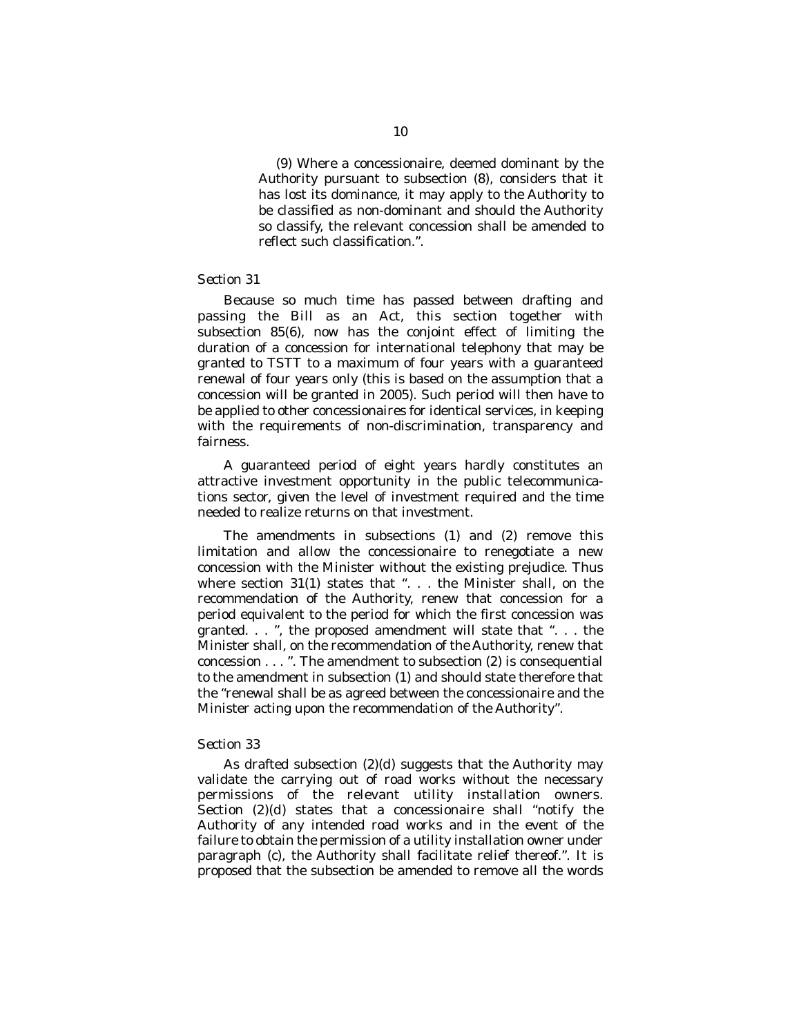(9) Where a concessionaire, deemed dominant by the Authority pursuant to subsection (8), considers that it has lost its dominance, it may apply to the Authority to be classified as non-dominant and should the Authority so classify, the relevant concession shall be amended to reflect such classification.".

*Section 31*

Because so much time has passed between drafting and passing the Bill as an Act, this section together with subsection 85(6), now has the conjoint effect of limiting the duration of a concession for international telephony that may be granted to TSTT to a maximum of four years with a guaranteed renewal of four years only (this is based on the assumption that a concession will be granted in 2005). Such period will then have to be applied to other concessionaires for identical services, in keeping with the requirements of non-discrimination, transparency and fairness.

A guaranteed period of eight years hardly constitutes an attractive investment opportunity in the public telecommunications sector, given the level of investment required and the time needed to realize returns on that investment.

The amendments in subsections (1) and (2) remove this limitation and allow the concessionaire to renegotiate a new concession with the Minister without the existing prejudice. Thus where section 31(1) states that ". . . the Minister shall, on the recommendation of the Authority, renew that concession for a period equivalent to the period for which the first concession was granted. . . ", the proposed amendment will state that ". . . the Minister shall, on the recommendation of the Authority, renew that concession . . . ". The amendment to subsection (2) is consequential to the amendment in subsection (1) and should state therefore that the "renewal shall be as agreed between the concessionaire and the Minister acting upon the recommendation of the Authority".

*Section 33*

As drafted subsection (2)(d) suggests that the Authority may validate the carrying out of road works without the necessary permissions of the relevant utility installation owners. Section (2)(d) states that a concessionaire shall "notify the Authority of any intended road works and in the event of the failure to obtain the permission of a utility installation owner under paragraph (c), the Authority shall facilitate relief thereof.". It is proposed that the subsection be amended to remove all the words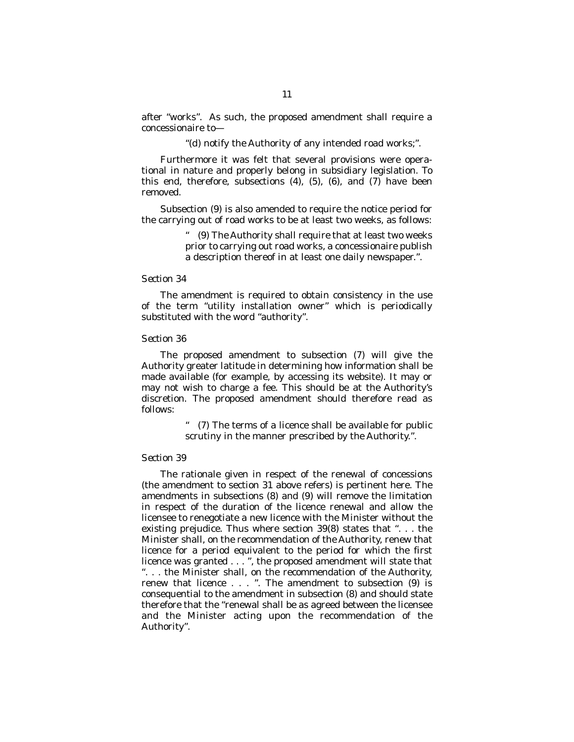after "works". As such, the proposed amendment shall require a concessionaire to—

> "(d) notify the Authority of any intended road works;".

Furthermore it was felt that several provisions were operational in nature and properly belong in subsidiary legislation. To this end, therefore, subsections (4), (5), (6), and (7) have been removed.

Subsection (9) is also amended to require the notice period for the carrying out of road works to be at least two weeks, as follows:

> " (9) The Authority shall require that at least two weeks prior to carrying out road works, a concessionaire publish a description thereof in at least one daily newspaper.".

*Section 34*

The amendment is required to obtain consistency in the use of the term "utility installation owner" which is periodically substituted with the word "authority".

*Section 36*

The proposed amendment to subsection (7) will give the Authority greater latitude in determining how information shall be made available (for example, by accessing its website). It may or may not wish to charge a fee. This should be at the Authority's discretion. The proposed amendment should therefore read as follows:

> " (7) The terms of a licence shall be available for public scrutiny in the manner prescribed by the Authority.".

*Section 39*

The rationale given in respect of the renewal of concessions (the amendment to section 31 above refers) is pertinent here. The amendments in subsections (8) and (9) will remove the limitation in respect of the duration of the licence renewal and allow the licensee to renegotiate a new licence with the Minister without the existing prejudice. Thus where section 39(8) states that ". . . the Minister shall, on the recommendation of the Authority, renew that licence for a period equivalent to the period for which the first licence was granted . . . ", the proposed amendment will state that ". . . the Minister shall, on the recommendation of the Authority, renew that licence . . . ". The amendment to subsection (9) is consequential to the amendment in subsection (8) and should state therefore that the "renewal shall be as agreed between the licensee and the Minister acting upon the recommendation of the Authority".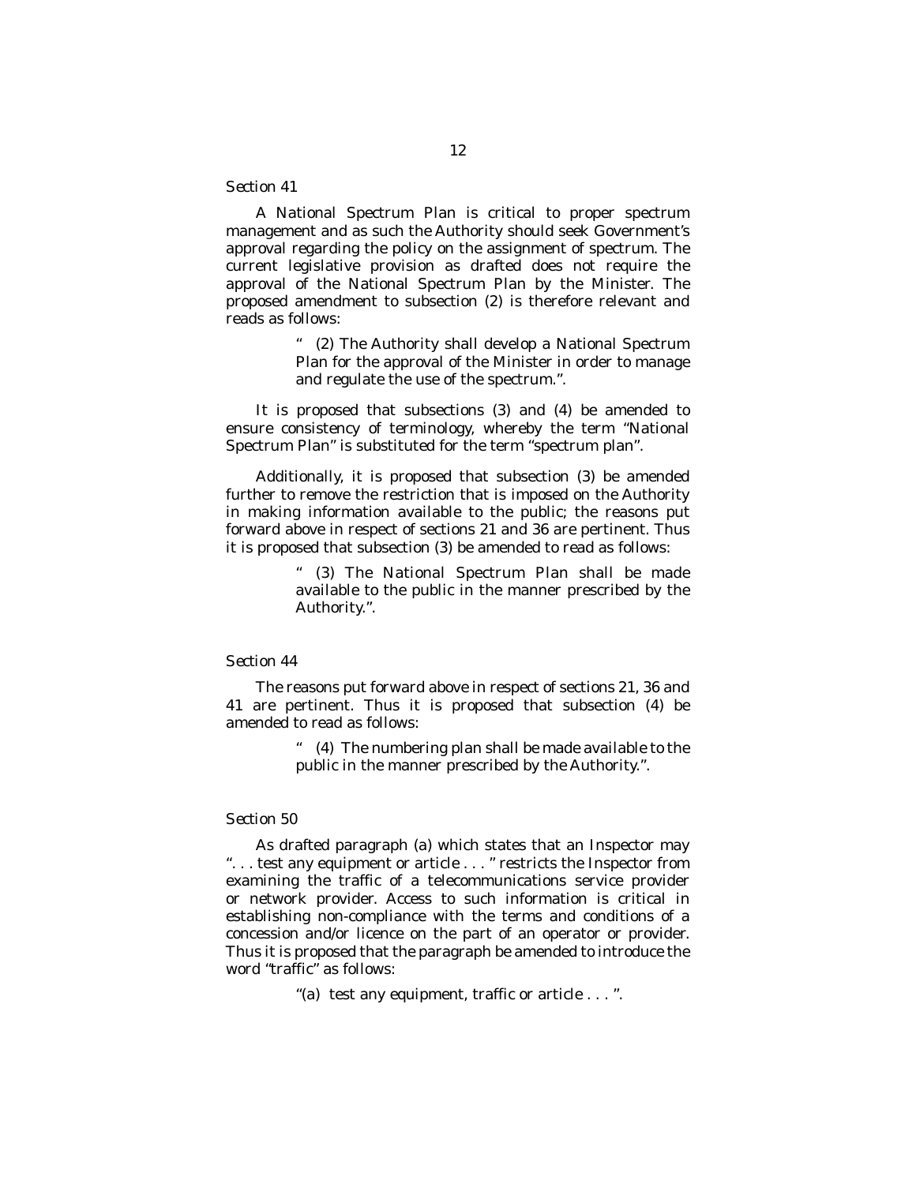*Section 41*

A National Spectrum Plan is critical to proper spectrum management and as such the Authority should seek Government's approval regarding the policy on the assignment of spectrum. The current legislative provision as drafted does not require the approval of the National Spectrum Plan by the Minister. The proposed amendment to subsection (2) is therefore relevant and reads as follows:

> " (2) The Authority shall develop a National Spectrum Plan for the approval of the Minister in order to manage and regulate the use of the spectrum.".

It is proposed that subsections (3) and (4) be amended to ensure consistency of terminology, whereby the term "National Spectrum Plan" is substituted for the term "spectrum plan".

Additionally, it is proposed that subsection (3) be amended further to remove the restriction that is imposed on the Authority in making information available to the public; the reasons put forward above in respect of sections 21 and 36 are pertinent. Thus it is proposed that subsection (3) be amended to read as follows:

> " (3) The National Spectrum Plan shall be made available to the public in the manner prescribed by the Authority.".

*Section 44*

The reasons put forward above in respect of sections 21, 36 and 41 are pertinent. Thus it is proposed that subsection (4) be amended to read as follows:

> " (4) The numbering plan shall be made available to the public in the manner prescribed by the Authority.".

*Section 50*

As drafted paragraph (a) which states that an Inspector may ". . . test any equipment or article . . . " restricts the Inspector from examining the traffic of a telecommunications service provider or network provider. Access to such information is critical in establishing non-compliance with the terms and conditions of a concession and/or licence on the part of an operator or provider. Thus it is proposed that the paragraph be amended to introduce the word "traffic" as follows:

> "(a) test any equipment, traffic or article . . . ".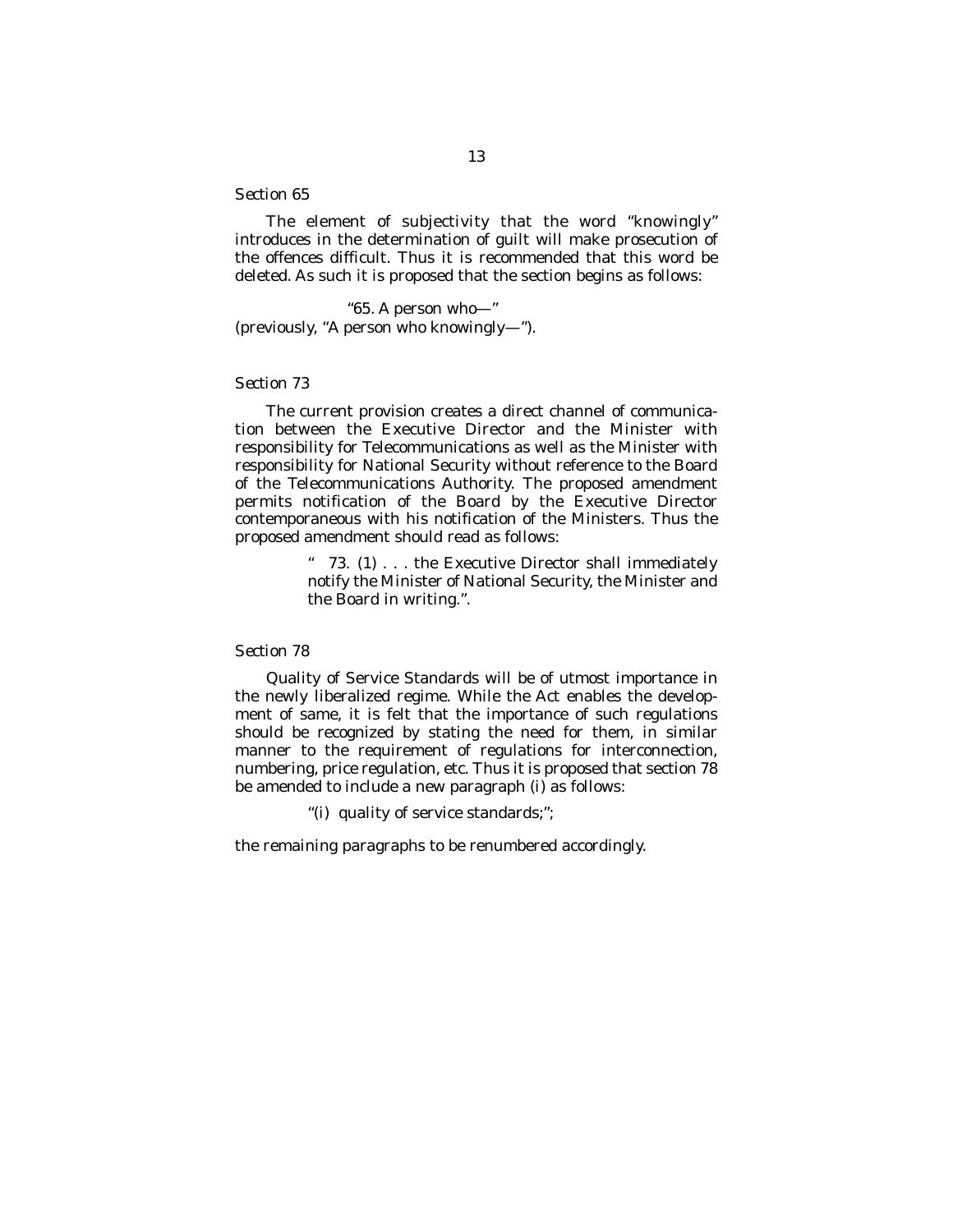*Section 65*

The element of subjectivity that the word "knowingly" introduces in the determination of guilt will make prosecution of the offences difficult. Thus it is recommended that this word be deleted. As such it is proposed that the section begins as follows:

"65. A person who—"
(previously, "A person who knowingly—").

*Section 73*

The current provision creates a direct channel of communication between the Executive Director and the Minister with responsibility for Telecommunications as well as the Minister with responsibility for National Security without reference to the Board of the Telecommunications Authority. The proposed amendment permits notification of the Board by the Executive Director contemporaneous with his notification of the Ministers. Thus the proposed amendment should read as follows:

> " 73. (1) . . . the Executive Director shall immediately notify the Minister of National Security, the Minister and the Board in writing.".

*Section 78*

Quality of Service Standards will be of utmost importance in the newly liberalized regime. While the Act enables the development of same, it is felt that the importance of such regulations should be recognized by stating the need for them, in similar manner to the requirement of regulations for interconnection, numbering, price regulation, etc. Thus it is proposed that section 78 be amended to include a new paragraph (i) as follows:

"(i) quality of service standards;";

the remaining paragraphs to be renumbered accordingly.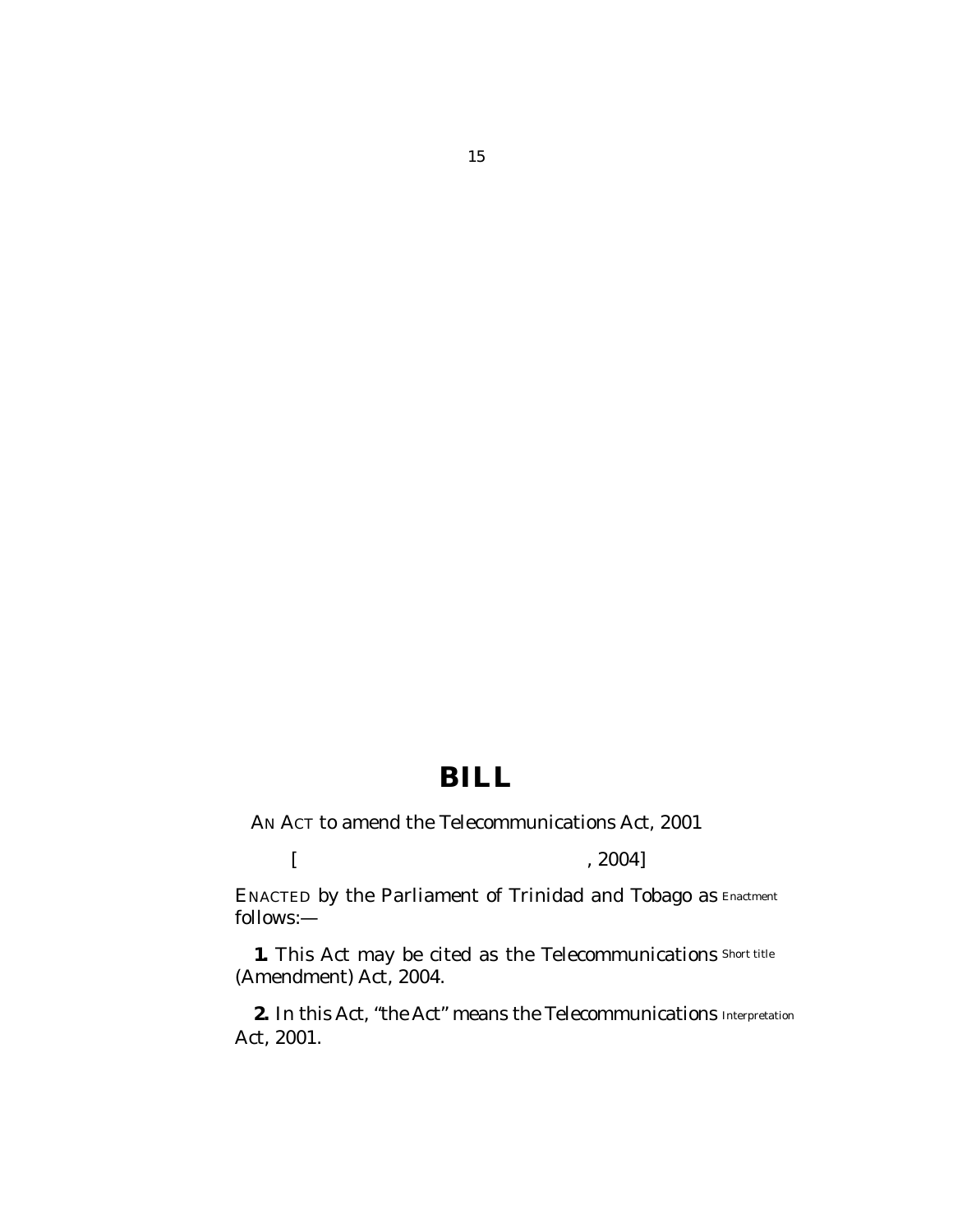# BILL

AN ACT to amend the Telecommunications Act, 2001

[ , 2004]

ENACTED by the Parliament of Trinidad and Tobago as follows:— Enactment

**1.** This Act may be cited as the Telecommunications (Amendment) Act, 2004. Short title

**2.** In this Act, "the Act" means the Telecommunications Act, 2001. Interpretation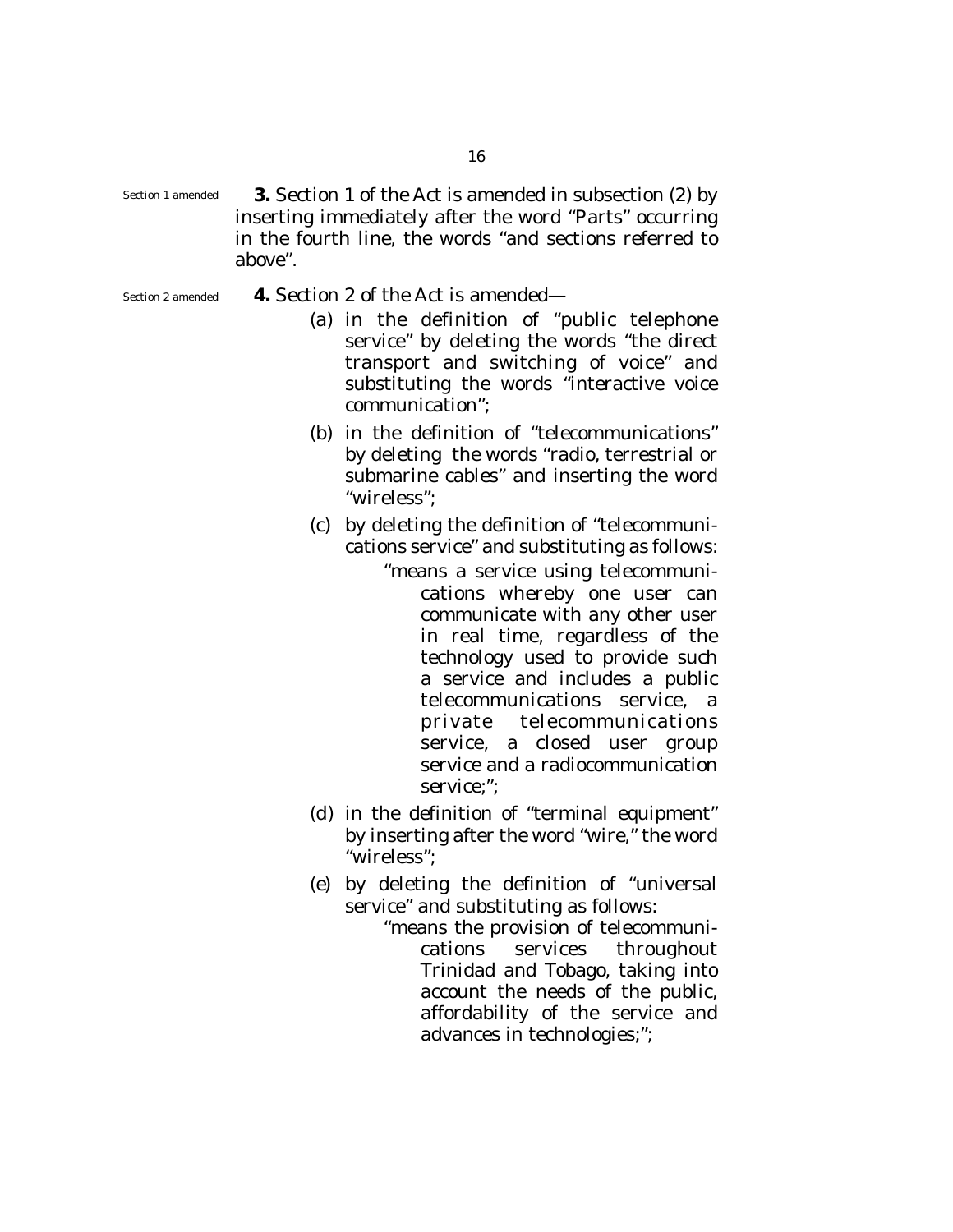*Section 1 amended*

**3.** Section 1 of the Act is amended in subsection (2) by inserting immediately after the word "Parts" occurring in the fourth line, the words "and sections referred to above".

*Section 2 amended*

**4.** Section 2 of the Act is amended—

(a) in the definition of "public telephone service" by deleting the words "the direct transport and switching of voice" and substituting the words "interactive voice communication";

(b) in the definition of "telecommunications" by deleting the words "radio, terrestrial or submarine cables" and inserting the word "wireless";

(c) by deleting the definition of "telecommunications service" and substituting as follows:

> "means a service using telecommunications whereby one user can communicate with any other user in real time, regardless of the technology used to provide such a service and includes a public telecommunications service, a private telecommunications service, a closed user group service and a radiocommunication service;";

(d) in the definition of "terminal equipment" by inserting after the word "wire," the word "wireless";

(e) by deleting the definition of "universal service" and substituting as follows:

> "means the provision of telecommunications services throughout Trinidad and Tobago, taking into account the needs of the public, affordability of the service and advances in technologies;";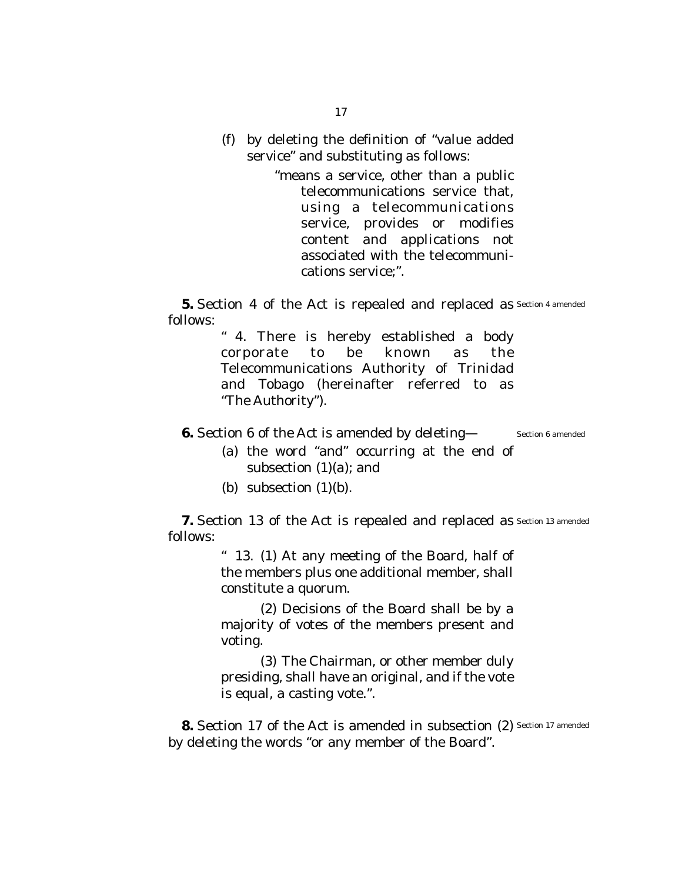(f) by deleting the definition of "value added service" and substituting as follows:

> "means a service, other than a public telecommunications service that, using a telecommunications service, provides or modifies content and applications not associated with the telecommunications service;".

**5.** Section 4 of the Act is repealed and replaced as follows: *Section 4 amended*

> " 4. There is hereby established a body corporate to be known as the Telecommunications Authority of Trinidad and Tobago (hereinafter referred to as "The Authority").

**6.** Section 6 of the Act is amended by deleting— *Section 6 amended*

(a) the word "and" occurring at the end of subsection (1)(a); and

(b) subsection (1)(b).

**7.** Section 13 of the Act is repealed and replaced as follows: *Section 13 amended*

> " 13. (1) At any meeting of the Board, half of the members plus one additional member, shall constitute a quorum.
>
> (2) Decisions of the Board shall be by a majority of votes of the members present and voting.
>
> (3) The Chairman, or other member duly presiding, shall have an original, and if the vote is equal, a casting vote.".

**8.** Section 17 of the Act is amended in subsection (2) by deleting the words "or any member of the Board". *Section 17 amended*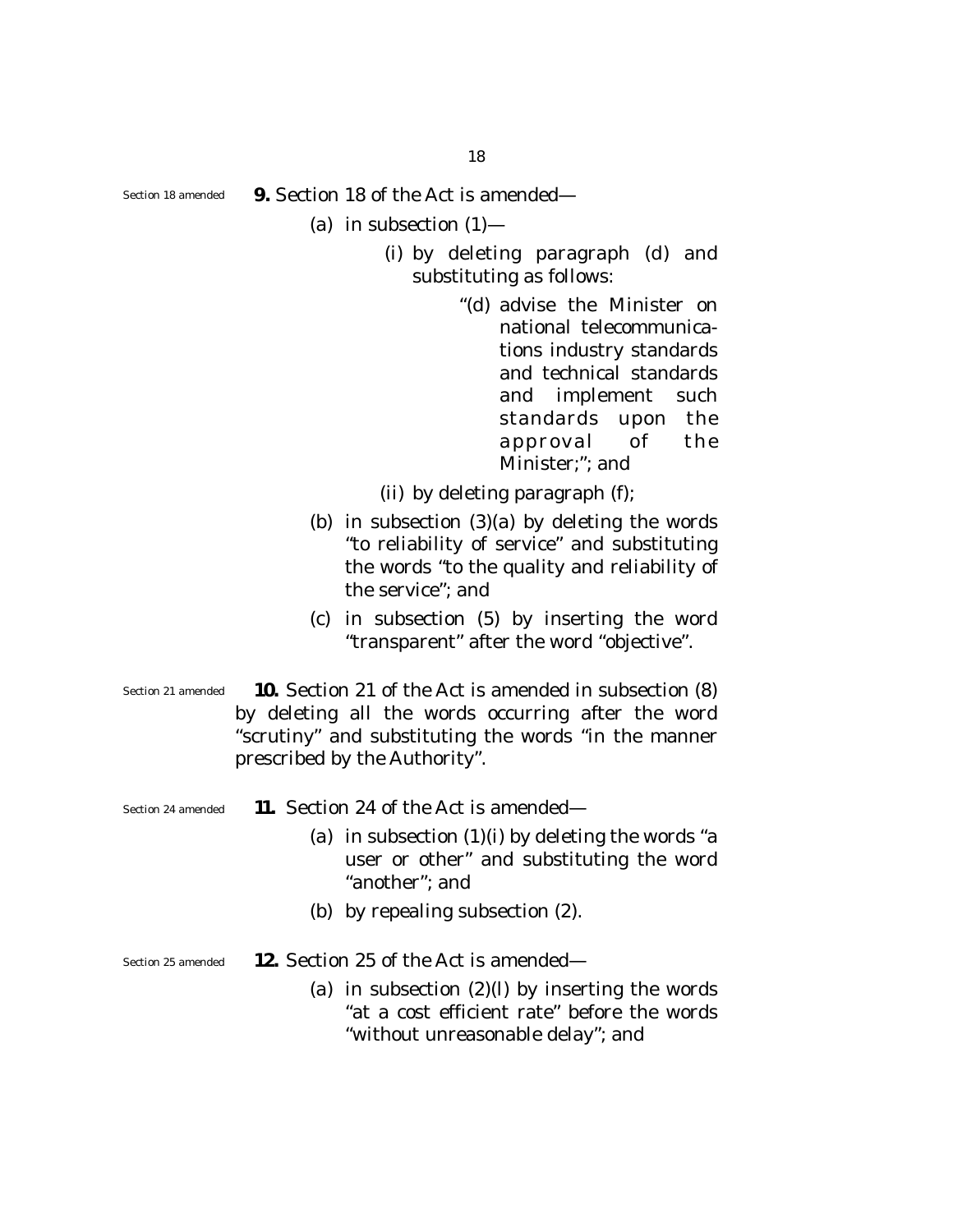Section 18 amended

**9.** Section 18 of the Act is amended—

(a) in subsection (1)—

(i) by deleting paragraph (d) and substituting as follows:

"(d) advise the Minister on national telecommunications industry standards and technical standards and implement such standards upon the approval of the Minister;"; and

(ii) by deleting paragraph (f);

(b) in subsection (3)(a) by deleting the words "to reliability of service" and substituting the words "to the quality and reliability of the service"; and

(c) in subsection (5) by inserting the word "transparent" after the word "objective".

Section 21 amended

**10.** Section 21 of the Act is amended in subsection (8) by deleting all the words occurring after the word "scrutiny" and substituting the words "in the manner prescribed by the Authority".

Section 24 amended

**11.** Section 24 of the Act is amended—

(a) in subsection (1)(i) by deleting the words "a user or other" and substituting the word "another"; and

(b) by repealing subsection (2).

Section 25 amended

**12.** Section 25 of the Act is amended—

(a) in subsection (2)(l) by inserting the words "at a cost efficient rate" before the words "without unreasonable delay"; and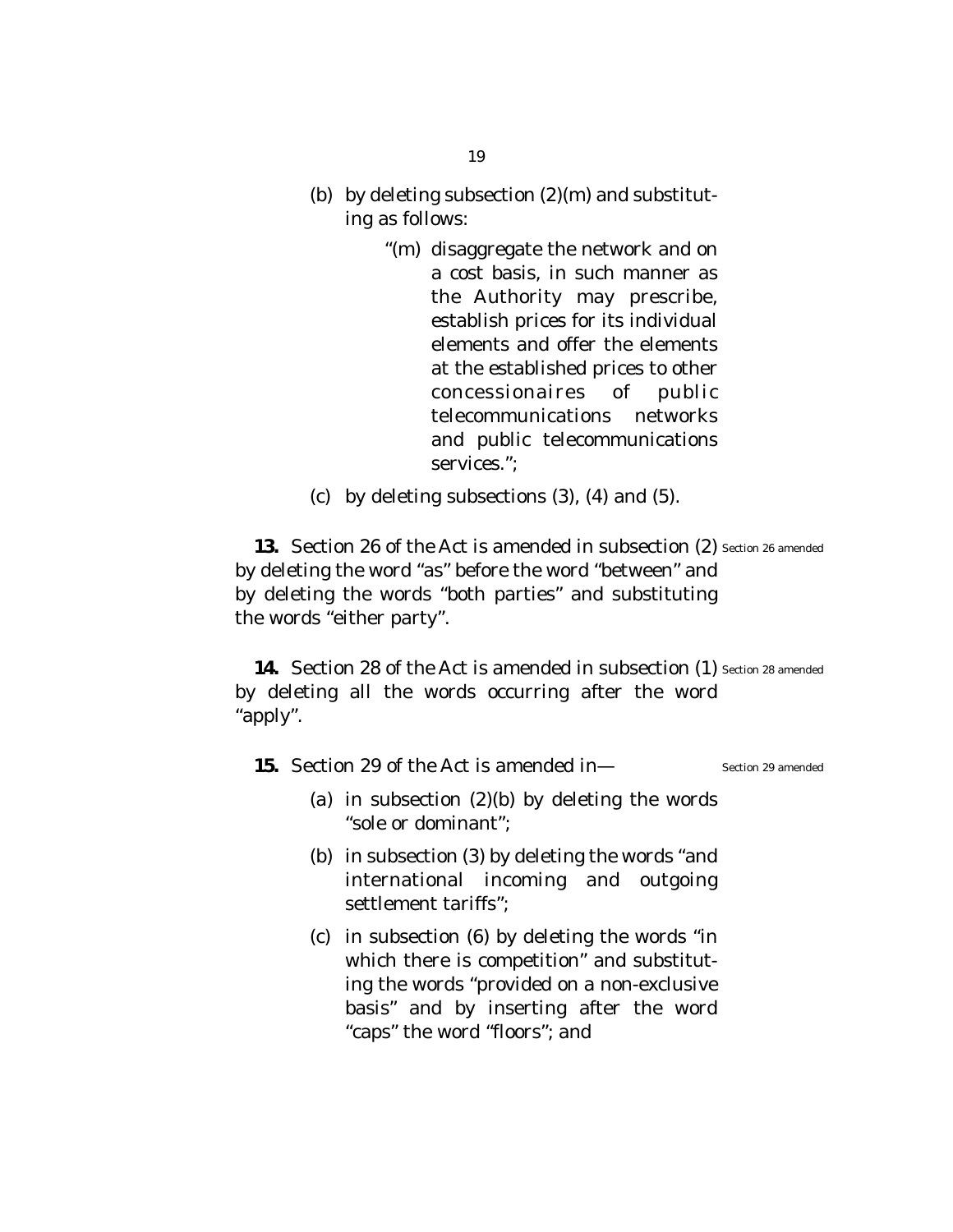(b) by deleting subsection (2)(m) and substituting as follows:

> "(m) disaggregate the network and on a cost basis, in such manner as the Authority may prescribe, establish prices for its individual elements and offer the elements at the established prices to other concessionaires of public telecommunications networks and public telecommunications services.";

(c) by deleting subsections (3), (4) and (5).

**13.** Section 26 of the Act is amended in subsection (2) by deleting the word "as" before the word "between" and by deleting the words "both parties" and substituting the words "either party".

Section 26 amended

**14.** Section 28 of the Act is amended in subsection (1) by deleting all the words occurring after the word "apply".

Section 28 amended

**15.** Section 29 of the Act is amended in—

Section 29 amended

(a) in subsection (2)(b) by deleting the words "sole or dominant";

(b) in subsection (3) by deleting the words "and international incoming and outgoing settlement tariffs";

(c) in subsection (6) by deleting the words "in which there is competition" and substituting the words "provided on a non-exclusive basis" and by inserting after the word "caps" the word "floors"; and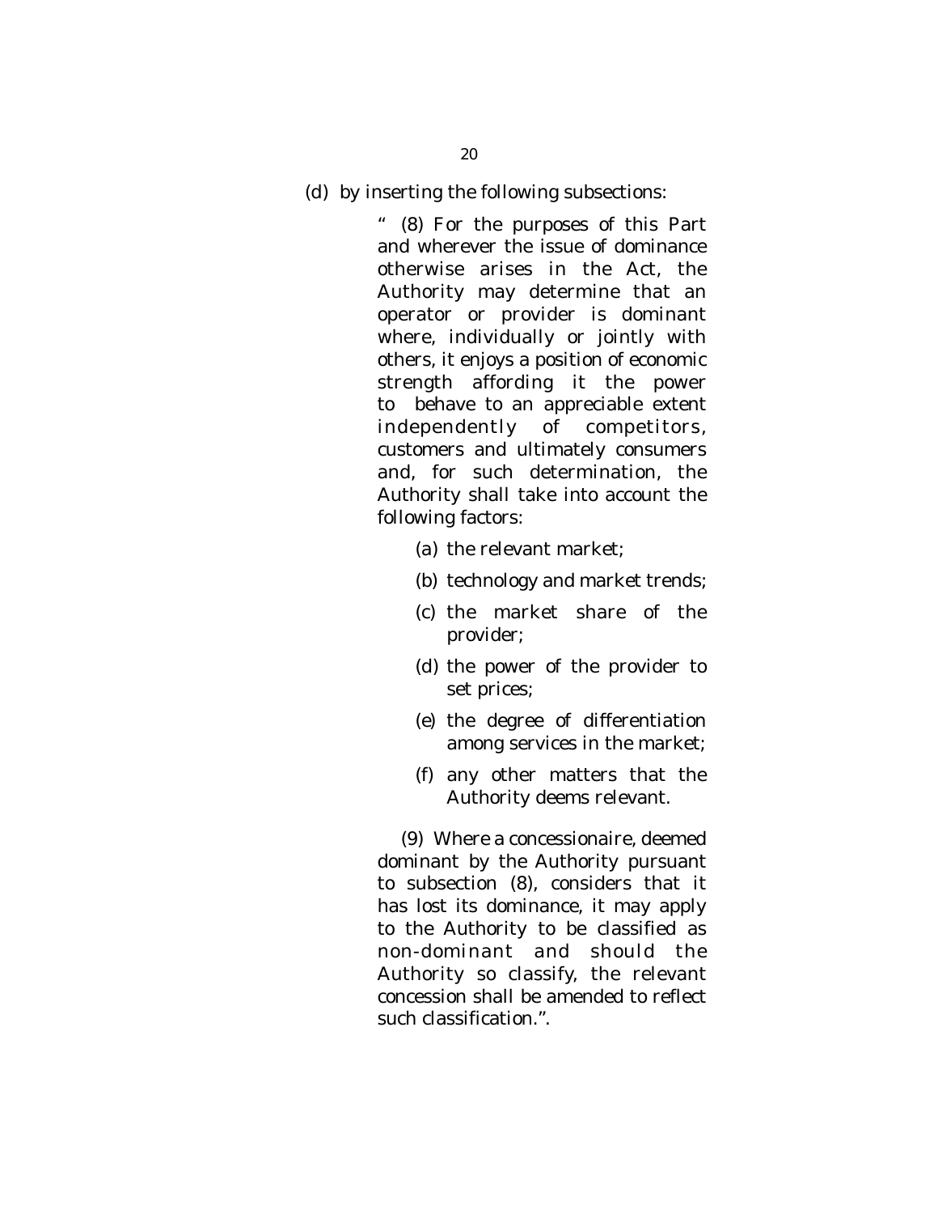(d) by inserting the following subsections:

> " (8) For the purposes of this Part and wherever the issue of dominance otherwise arises in the Act, the Authority may determine that an operator or provider is dominant where, individually or jointly with others, it enjoys a position of economic strength affording it the power to behave to an appreciable extent independently of competitors, customers and ultimately consumers and, for such determination, the Authority shall take into account the following factors:
>
> (a) the relevant market;
>
> (b) technology and market trends;
>
> (c) the market share of the provider;
>
> (d) the power of the provider to set prices;
>
> (e) the degree of differentiation among services in the market;
>
> (f) any other matters that the Authority deems relevant.
>
> (9) Where a concessionaire, deemed dominant by the Authority pursuant to subsection (8), considers that it has lost its dominance, it may apply to the Authority to be classified as non-dominant and should the Authority so classify, the relevant concession shall be amended to reflect such classification.".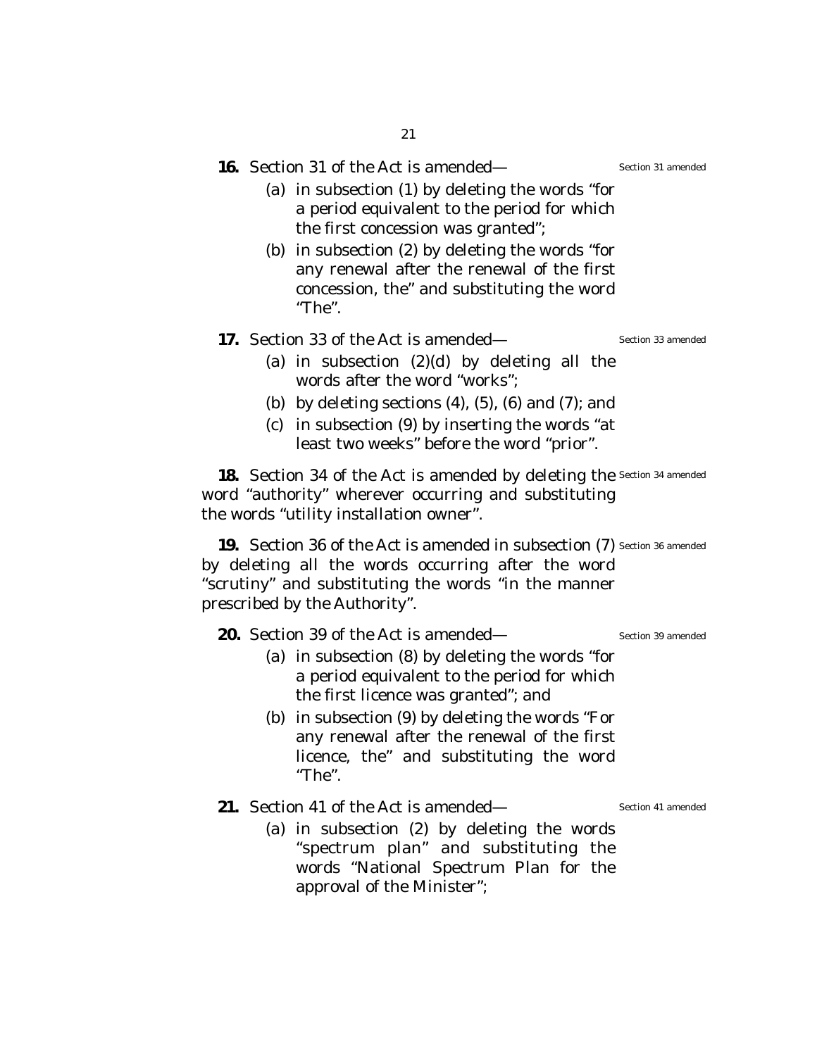**16.** Section 31 of the Act is amended— Section 31 amended

(a) in subsection (1) by deleting the words "for a period equivalent to the period for which the first concession was granted";

(b) in subsection (2) by deleting the words "for any renewal after the renewal of the first concession, the" and substituting the word "The".

**17.** Section 33 of the Act is amended— Section 33 amended

(a) in subsection (2)(d) by deleting all the words after the word "works";

(b) by deleting sections (4), (5), (6) and (7); and

(c) in subsection (9) by inserting the words "at least two weeks" before the word "prior".

**18.** Section 34 of the Act is amended by deleting the word "authority" wherever occurring and substituting the words "utility installation owner". Section 34 amended

**19.** Section 36 of the Act is amended in subsection (7) by deleting all the words occurring after the word "scrutiny" and substituting the words "in the manner prescribed by the Authority". Section 36 amended

**20.** Section 39 of the Act is amended— Section 39 amended

(a) in subsection (8) by deleting the words "for a period equivalent to the period for which the first licence was granted"; and

(b) in subsection (9) by deleting the words "For any renewal after the renewal of the first licence, the" and substituting the word "The".

**21.** Section 41 of the Act is amended— Section 41 amended

(a) in subsection (2) by deleting the words "spectrum plan" and substituting the words "National Spectrum Plan for the approval of the Minister";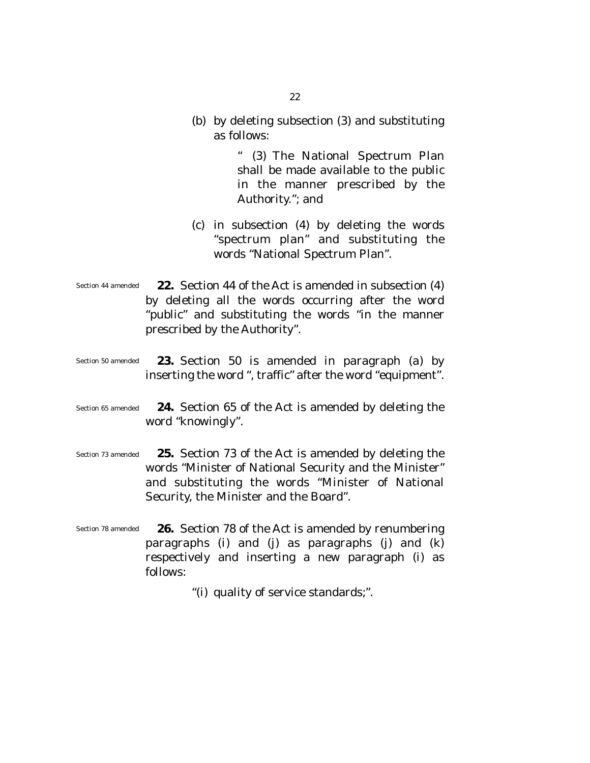(b) by deleting subsection (3) and substituting as follows:

> " (3) The National Spectrum Plan shall be made available to the public in the manner prescribed by the Authority."; and

(c) in subsection (4) by deleting the words "spectrum plan" and substituting the words "National Spectrum Plan".

Section 44 amended

**22.** Section 44 of the Act is amended in subsection (4) by deleting all the words occurring after the word "public" and substituting the words "in the manner prescribed by the Authority".

Section 50 amended

**23.** Section 50 is amended in paragraph (a) by inserting the word ", traffic" after the word "equipment".

Section 65 amended

**24.** Section 65 of the Act is amended by deleting the word "knowingly".

Section 73 amended

**25.** Section 73 of the Act is amended by deleting the words "Minister of National Security and the Minister" and substituting the words "Minister of National Security, the Minister and the Board".

Section 78 amended

**26.** Section 78 of the Act is amended by renumbering paragraphs (i) and (j) as paragraphs (j) and (k) respectively and inserting a new paragraph (i) as follows:

> "(i) quality of service standards;".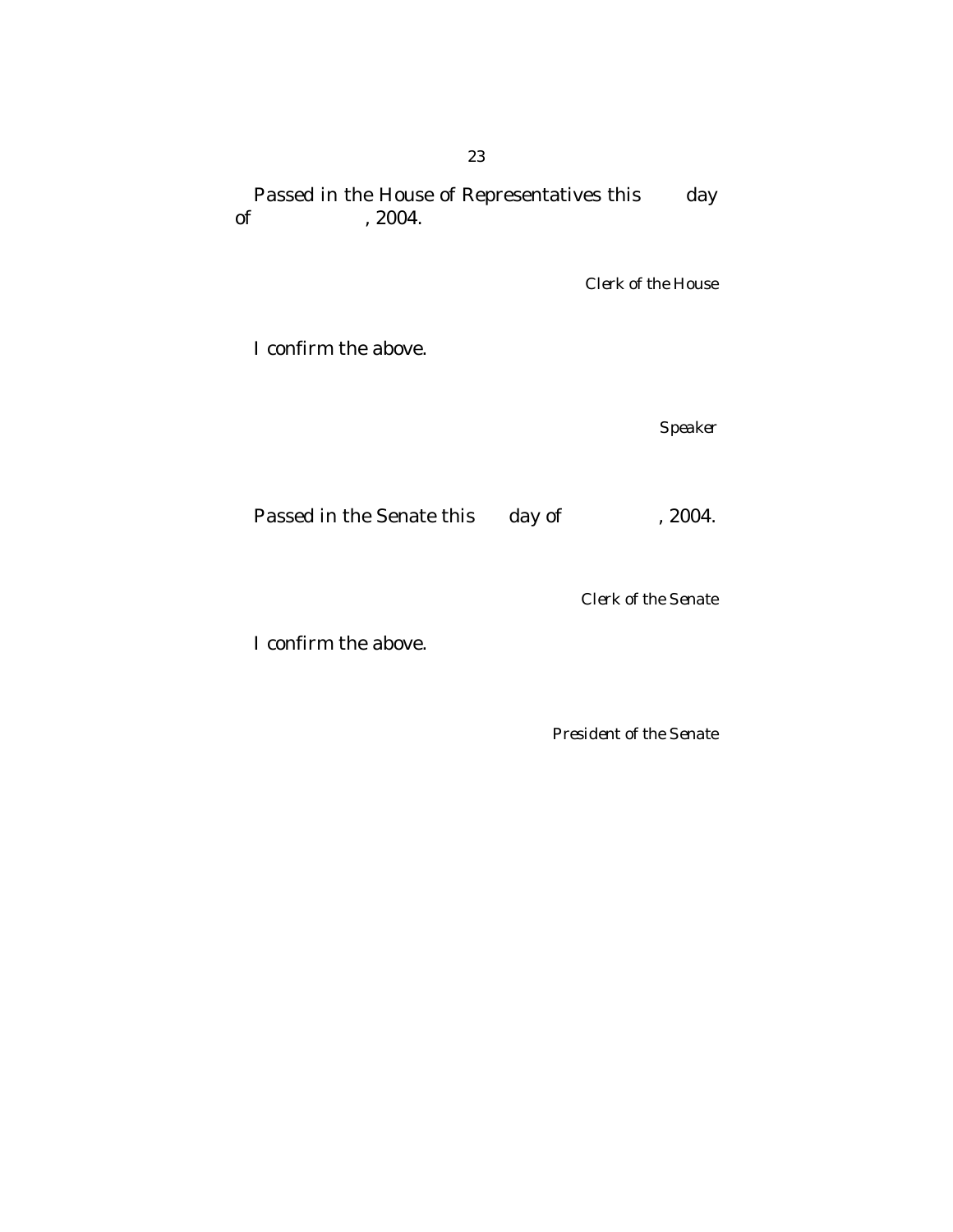Passed in the House of Representatives this day of , 2004.

*Clerk of the House*

I confirm the above.

*Speaker*

Passed in the Senate this day of , 2004.

*Clerk of the Senate*

I confirm the above.

*President of the Senate*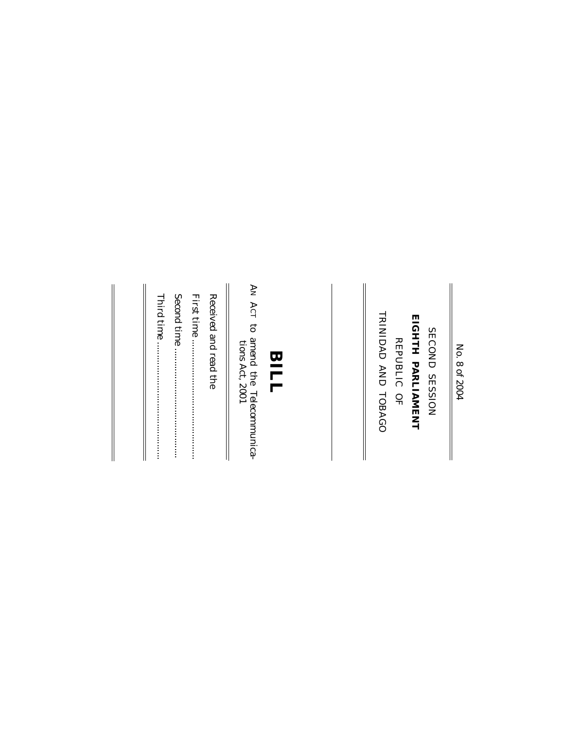No. 8 of 2004

SECOND SESSION

**EIGHTH PARLIAMENT**

REPUBLIC OF

TRINIDAD AND TOBAGO

---

# BILL

AN ACT to amend the Telecommunications Act, 2001

---

Received and read the

First time ..............................................

Second time ..............................................

Third time ..............................................